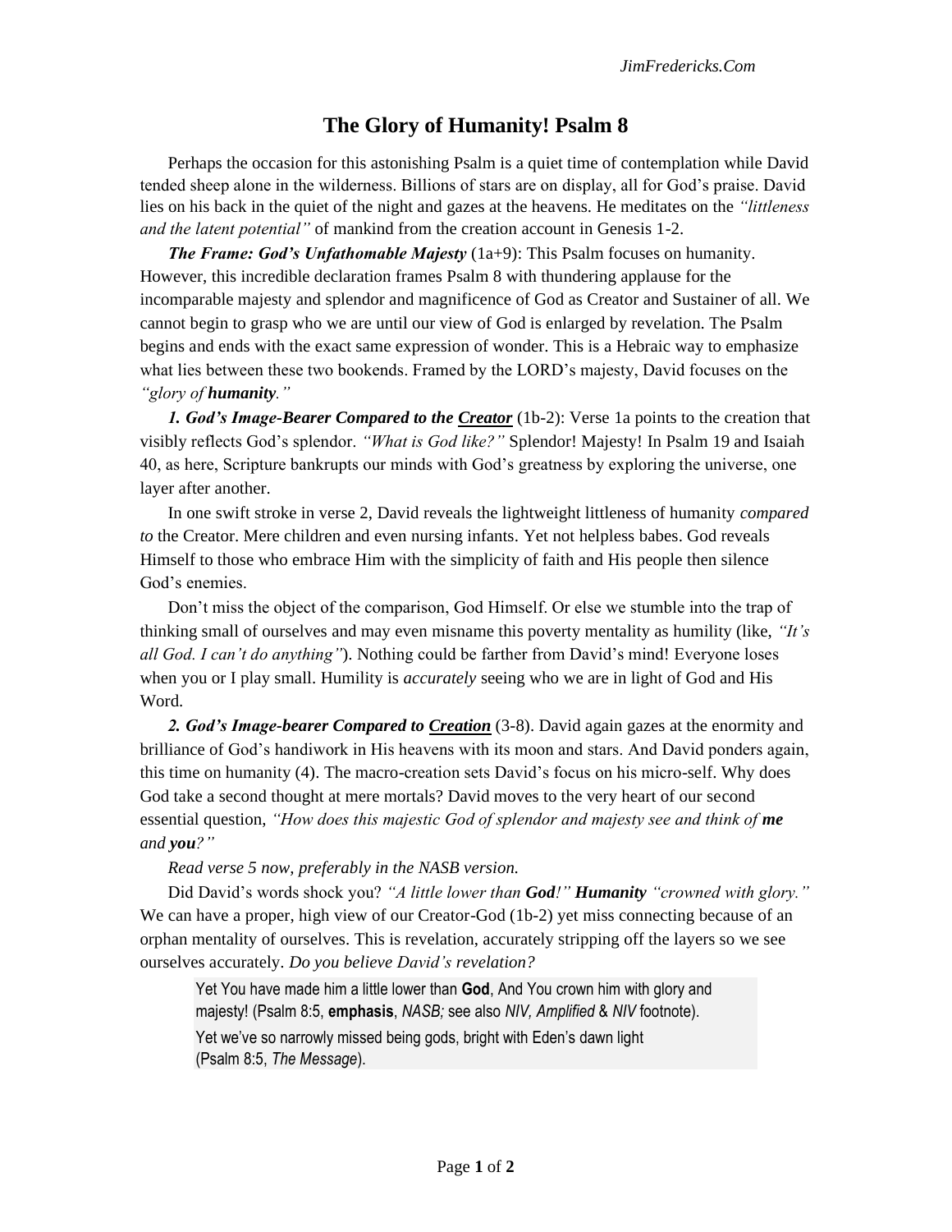# The Glory of Humanity! Psalm 8

Perhaps the occasion for this astonishing Psalm is a quiet time of contemplation while David tended sheep alone in the wilderness. Billions of stars are on display, all for God's praise. David lies on his back in the quiet of the night and gazes at the heavens. He meditates on the *"littleness and the latent potential"* of mankind from the creation account in Genesis 1-2.

***The Frame: God's Unfathomable Majesty*** (1a+9): This Psalm focuses on humanity. However, this incredible declaration frames Psalm 8 with thundering applause for the incomparable majesty and splendor and magnificence of God as Creator and Sustainer of all. We cannot begin to grasp who we are until our view of God is enlarged by revelation. The Psalm begins and ends with the exact same expression of wonder. This is a Hebraic way to emphasize what lies between these two bookends. Framed by the LORD's majesty, David focuses on the *"glory of **humanity**."*

***1. God's Image-Bearer Compared to the <u>Creator</u>*** (1b-2): Verse 1a points to the creation that visibly reflects God's splendor. *"What is God like?"* Splendor! Majesty! In Psalm 19 and Isaiah 40, as here, Scripture bankrupts our minds with God's greatness by exploring the universe, one layer after another.

In one swift stroke in verse 2, David reveals the lightweight littleness of humanity *compared to* the Creator. Mere children and even nursing infants. Yet not helpless babes. God reveals Himself to those who embrace Him with the simplicity of faith and His people then silence God's enemies.

Don't miss the object of the comparison, God Himself. Or else we stumble into the trap of thinking small of ourselves and may even misname this poverty mentality as humility (like, *"It's all God. I can't do anything"*). Nothing could be farther from David's mind! Everyone loses when you or I play small. Humility is *accurately* seeing who we are in light of God and His Word.

***2. God's Image-bearer Compared to <u>Creation</u>*** (3-8). David again gazes at the enormity and brilliance of God's handiwork in His heavens with its moon and stars. And David ponders again, this time on humanity (4). The macro-creation sets David's focus on his micro-self. Why does God take a second thought at mere mortals? David moves to the very heart of our second essential question, *"How does this majestic God of splendor and majesty see and think of **me** and **you**?"*

*Read verse 5 now, preferably in the NASB version.*

Did David's words shock you? *"A little lower than **God**!"* ***Humanity*** *"crowned with glory."* We can have a proper, high view of our Creator-God (1b-2) yet miss connecting because of an orphan mentality of ourselves. This is revelation, accurately stripping off the layers so we see ourselves accurately. *Do you believe David's revelation?*

> Yet You have made him a little lower than **God**, And You crown him with glory and majesty! (Psalm 8:5, **emphasis**, *NASB;* see also *NIV, Amplified* & *NIV* footnote).
>
> Yet we've so narrowly missed being gods, bright with Eden's dawn light (Psalm 8:5, *The Message*).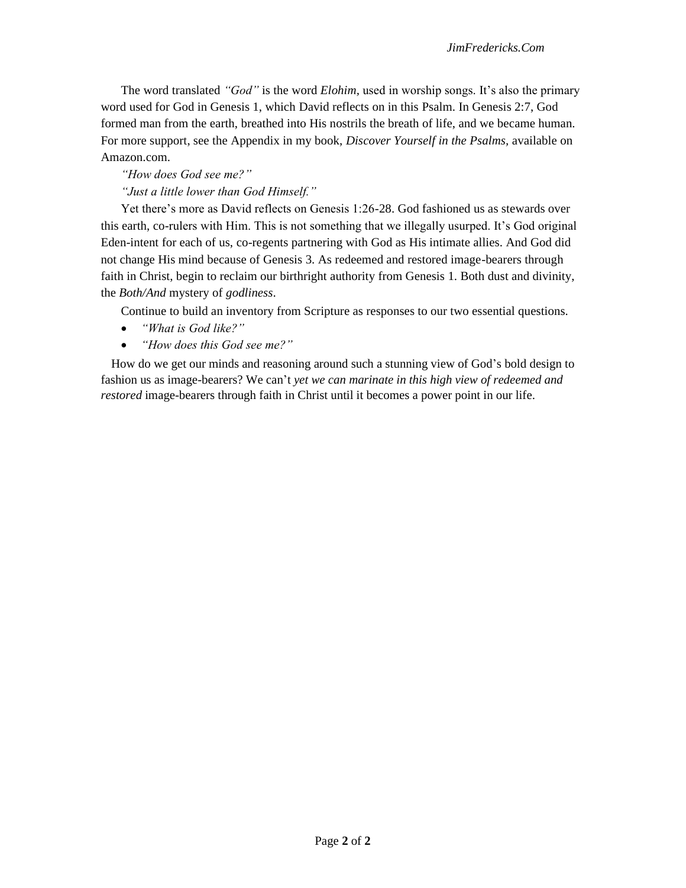The word translated *"God"* is the word *Elohim*, used in worship songs. It's also the primary word used for God in Genesis 1, which David reflects on in this Psalm. In Genesis 2:7, God formed man from the earth, breathed into His nostrils the breath of life, and we became human. For more support, see the Appendix in my book, *Discover Yourself in the Psalms*, available on Amazon.com.

*"How does God see me?"*

*"Just a little lower than God Himself."*

Yet there's more as David reflects on Genesis 1:26-28. God fashioned us as stewards over this earth, co-rulers with Him. This is not something that we illegally usurped. It's God original Eden-intent for each of us, co-regents partnering with God as His intimate allies. And God did not change His mind because of Genesis 3. As redeemed and restored image-bearers through faith in Christ, begin to reclaim our birthright authority from Genesis 1. Both dust and divinity, the *Both/And* mystery of *godliness*.

Continue to build an inventory from Scripture as responses to our two essential questions.

- *"What is God like?"*
- *"How does this God see me?"*

How do we get our minds and reasoning around such a stunning view of God's bold design to fashion us as image-bearers? We can't *yet we can marinate in this high view of redeemed and restored* image-bearers through faith in Christ until it becomes a power point in our life.